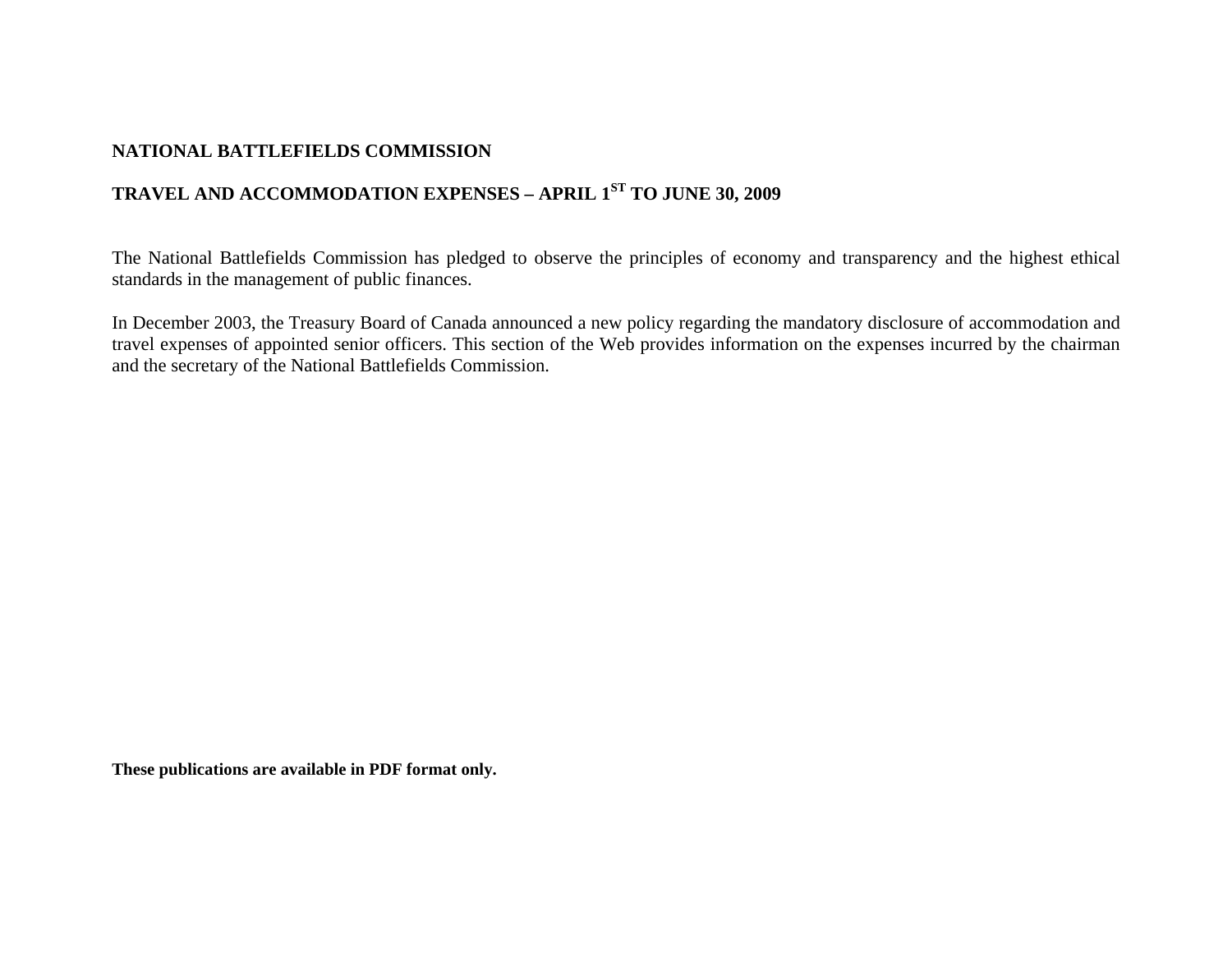**NATIONAL BATTLEFIELDS COMMISSION**

**TRAVEL AND ACCOMMODATION EXPENSES – APRIL 1$^{ST}$ TO JUNE 30, 2009**

The National Battlefields Commission has pledged to observe the principles of economy and transparency and the highest ethical standards in the management of public finances.

In December 2003, the Treasury Board of Canada announced a new policy regarding the mandatory disclosure of accommodation and travel expenses of appointed senior officers. This section of the Web provides information on the expenses incurred by the chairman and the secretary of the National Battlefields Commission.

**These publications are available in PDF format only.**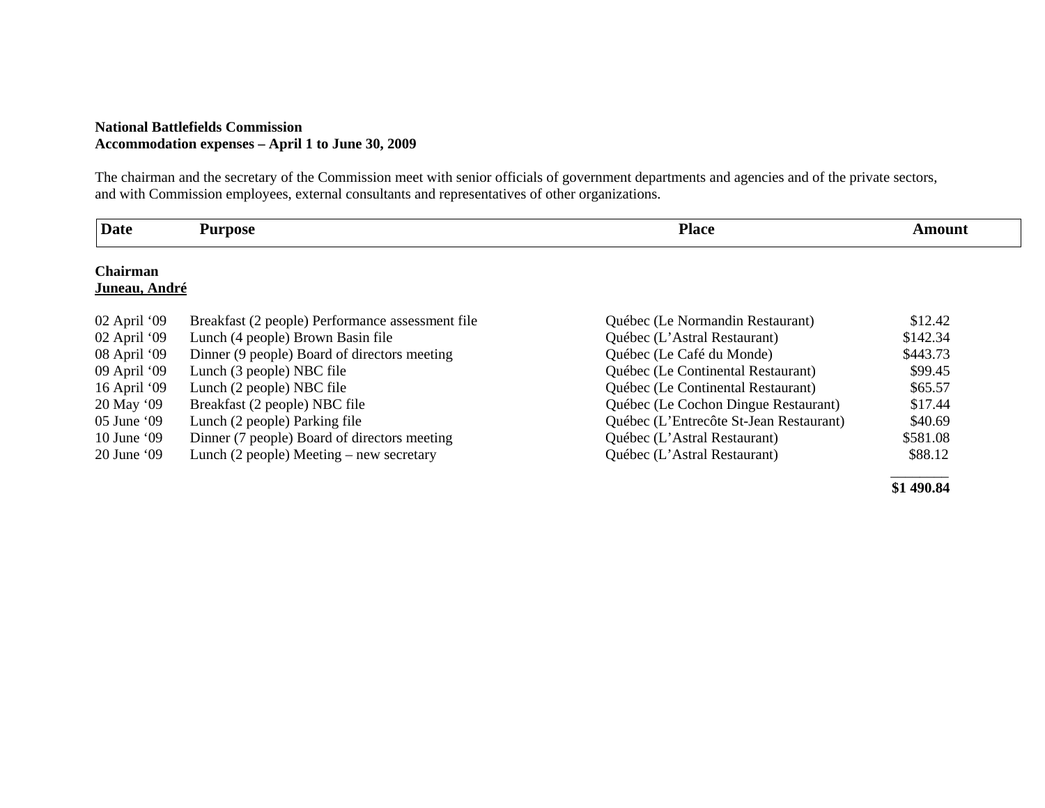**National Battlefields Commission**
**Accommodation expenses – April 1 to June 30, 2009**

The chairman and the secretary of the Commission meet with senior officials of government departments and agencies and of the private sectors, and with Commission employees, external consultants and representatives of other organizations.

| Date | Purpose | Place | Amount |
|---|---|---|---|
| **Chairman** | | | |
| **Juneau, André** | | | |
| 02 April ‘09 | Breakfast (2 people) Performance assessment file | Québec (Le Normandin Restaurant) | $12.42 |
| 02 April ‘09 | Lunch (4 people) Brown Basin file | Québec (L’Astral Restaurant) | $142.34 |
| 08 April ‘09 | Dinner (9 people) Board of directors meeting | Québec (Le Café du Monde) | $443.73 |
| 09 April ‘09 | Lunch (3 people) NBC file | Québec (Le Continental Restaurant) | $99.45 |
| 16 April ‘09 | Lunch (2 people) NBC file | Québec (Le Continental Restaurant) | $65.57 |
| 20 May ‘09 | Breakfast (2 people) NBC file | Québec (Le Cochon Dingue Restaurant) | $17.44 |
| 05 June ‘09 | Lunch (2 people) Parking file | Québec (L’Entrecôte St-Jean Restaurant) | $40.69 |
| 10 June ‘09 | Dinner (7 people) Board of directors meeting | Québec (L’Astral Restaurant) | $581.08 |
| 20 June ‘09 | Lunch (2 people) Meeting – new secretary | Québec (L’Astral Restaurant) | $88.12 |
| | | | **$1 490.84** |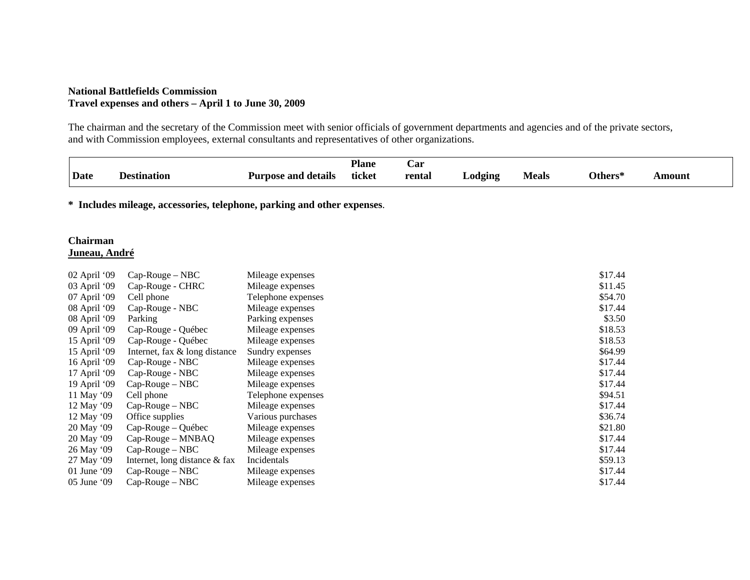**National Battlefields Commission**
**Travel expenses and others – April 1 to June 30, 2009**

The chairman and the secretary of the Commission meet with senior officials of government departments and agencies and of the private sectors, and with Commission employees, external consultants and representatives of other organizations.

| Date | Destination | Purpose and details | Plane ticket | Car rental | Lodging | Meals | Others* | Amount |
|---|---|---|---|---|---|---|---|---|

**\* Includes mileage, accessories, telephone, parking and other expenses**.

**Chairman**
**Juneau, André**

| Date | Destination | Purpose and details | Plane ticket | Car rental | Lodging | Meals | Others* | Amount |
|---|---|---|---|---|---|---|---|---|
| 02 April '09 | Cap-Rouge – NBC | Mileage expenses | | | | | $17.44 | |
| 03 April '09 | Cap-Rouge - CHRC | Mileage expenses | | | | | $11.45 | |
| 07 April '09 | Cell phone | Telephone expenses | | | | | $54.70 | |
| 08 April '09 | Cap-Rouge - NBC | Mileage expenses | | | | | $17.44 | |
| 08 April '09 | Parking | Parking expenses | | | | | $3.50 | |
| 09 April '09 | Cap-Rouge - Québec | Mileage expenses | | | | | $18.53 | |
| 15 April '09 | Cap-Rouge - Québec | Mileage expenses | | | | | $18.53 | |
| 15 April '09 | Internet, fax & long distance | Sundry expenses | | | | | $64.99 | |
| 16 April '09 | Cap-Rouge - NBC | Mileage expenses | | | | | $17.44 | |
| 17 April '09 | Cap-Rouge - NBC | Mileage expenses | | | | | $17.44 | |
| 19 April '09 | Cap-Rouge – NBC | Mileage expenses | | | | | $17.44 | |
| 11 May '09 | Cell phone | Telephone expenses | | | | | $94.51 | |
| 12 May '09 | Cap-Rouge – NBC | Mileage expenses | | | | | $17.44 | |
| 12 May '09 | Office supplies | Various purchases | | | | | $36.74 | |
| 20 May '09 | Cap-Rouge – Québec | Mileage expenses | | | | | $21.80 | |
| 20 May '09 | Cap-Rouge – MNBAQ | Mileage expenses | | | | | $17.44 | |
| 26 May '09 | Cap-Rouge – NBC | Mileage expenses | | | | | $17.44 | |
| 27 May '09 | Internet, long distance & fax | Incidentals | | | | | $59.13 | |
| 01 June '09 | Cap-Rouge – NBC | Mileage expenses | | | | | $17.44 | |
| 05 June '09 | Cap-Rouge – NBC | Mileage expenses | | | | | $17.44 | |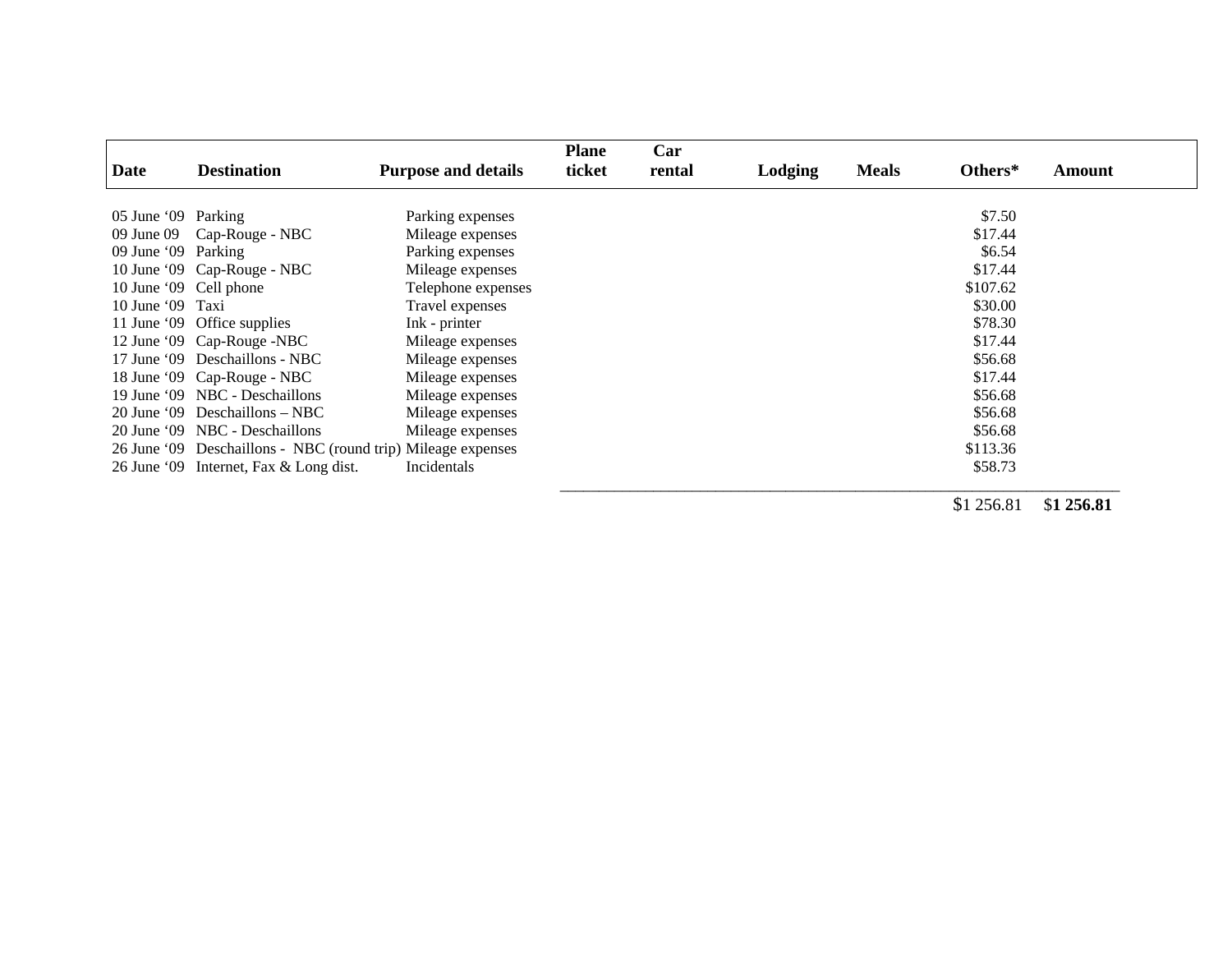| Date | Destination | Purpose and details | Plane ticket | Car rental | Lodging | Meals | Others* | Amount |
|---|---|---|---|---|---|---|---|---|
| 05 June '09 | Parking | Parking expenses | | | | | $7.50 | |
| 09 June 09 | Cap-Rouge - NBC | Mileage expenses | | | | | $17.44 | |
| 09 June '09 | Parking | Parking expenses | | | | | $6.54 | |
| 10 June '09 | Cap-Rouge - NBC | Mileage expenses | | | | | $17.44 | |
| 10 June '09 | Cell phone | Telephone expenses | | | | | $107.62 | |
| 10 June '09 | Taxi | Travel expenses | | | | | $30.00 | |
| 11 June '09 | Office supplies | Ink - printer | | | | | $78.30 | |
| 12 June '09 | Cap-Rouge -NBC | Mileage expenses | | | | | $17.44 | |
| 17 June '09 | Deschaillons - NBC | Mileage expenses | | | | | $56.68 | |
| 18 June '09 | Cap-Rouge - NBC | Mileage expenses | | | | | $17.44 | |
| 19 June '09 | NBC - Deschaillons | Mileage expenses | | | | | $56.68 | |
| 20 June '09 | Deschaillons – NBC | Mileage expenses | | | | | $56.68 | |
| 20 June '09 | NBC - Deschaillons | Mileage expenses | | | | | $56.68 | |
| 26 June '09 | Deschaillons - NBC (round trip) | Mileage expenses | | | | | $113.36 | |
| 26 June '09 | Internet, Fax & Long dist. | Incidentals | | | | | $58.73 | |
| | | | | | | | $1 256.81 | $**1 256.81** |